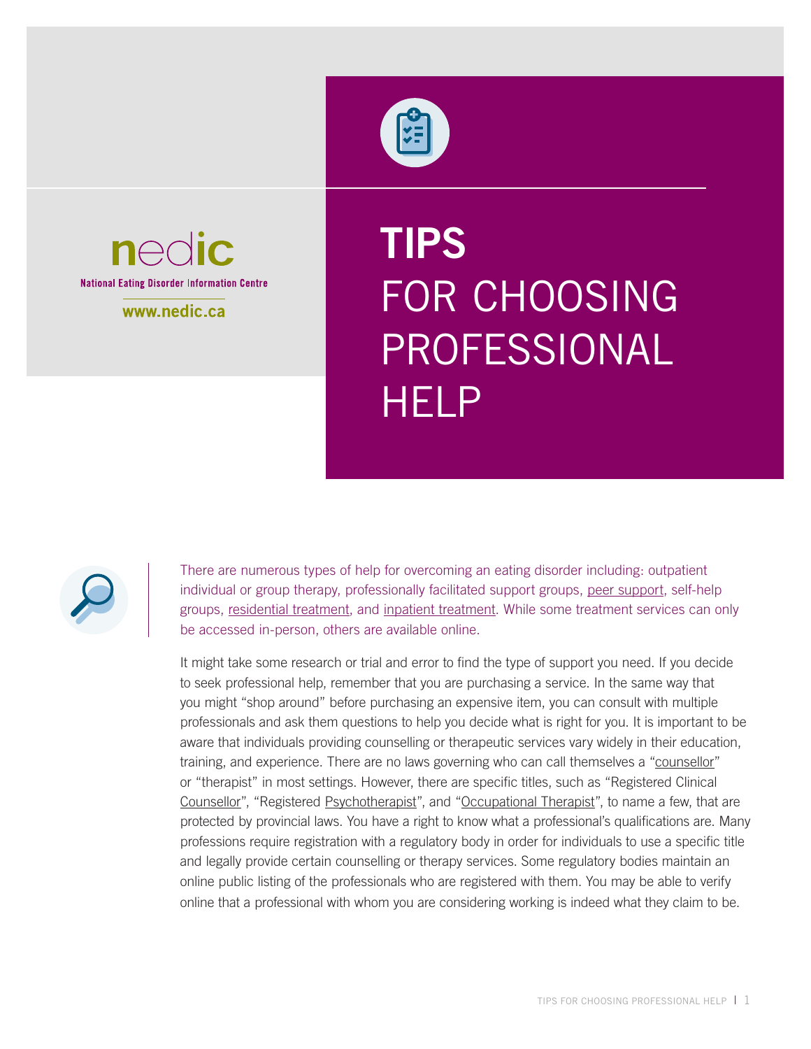nedic

National Eating Disorder Information Centre

www.nedic.ca

# TIPS FOR CHOOSING PROFESSIONAL HELP

There are numerous types of help for overcoming an eating disorder including: outpatient individual or group therapy, professionally facilitated support groups, peer support, self-help groups, residential treatment, and inpatient treatment. While some treatment services can only be accessed in-person, others are available online.

It might take some research or trial and error to find the type of support you need. If you decide to seek professional help, remember that you are purchasing a service. In the same way that you might "shop around" before purchasing an expensive item, you can consult with multiple professionals and ask them questions to help you decide what is right for you. It is important to be aware that individuals providing counselling or therapeutic services vary widely in their education, training, and experience. There are no laws governing who can call themselves a "counsellor" or "therapist" in most settings. However, there are specific titles, such as "Registered Clinical Counsellor", "Registered Psychotherapist", and "Occupational Therapist", to name a few, that are protected by provincial laws. You have a right to know what a professional's qualifications are. Many professions require registration with a regulatory body in order for individuals to use a specific title and legally provide certain counselling or therapy services. Some regulatory bodies maintain an online public listing of the professionals who are registered with them. You may be able to verify online that a professional with whom you are considering working is indeed what they claim to be.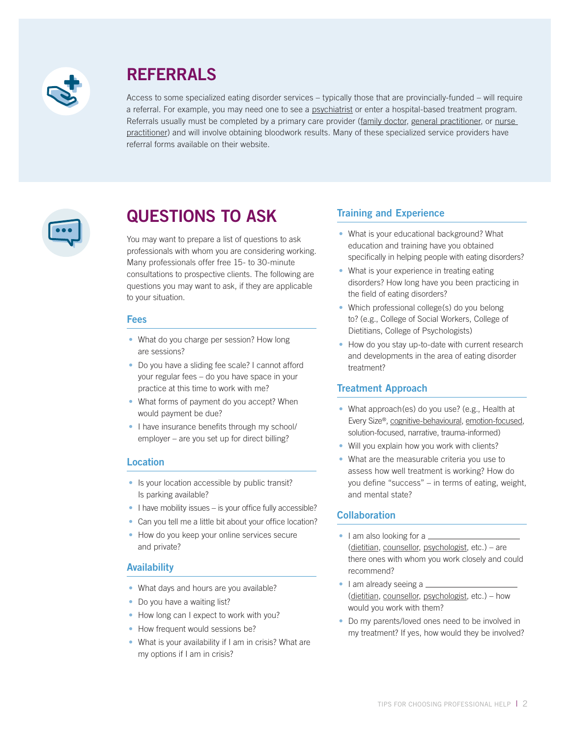## REFERRALS

Access to some specialized eating disorder services – typically those that are provincially-funded – will require a referral. For example, you may need one to see a psychiatrist or enter a hospital-based treatment program. Referrals usually must be completed by a primary care provider (family doctor, general practitioner, or nurse practitioner) and will involve obtaining bloodwork results. Many of these specialized service providers have referral forms available on their website.

## QUESTIONS TO ASK

You may want to prepare a list of questions to ask professionals with whom you are considering working. Many professionals offer free 15- to 30-minute consultations to prospective clients. The following are questions you may want to ask, if they are applicable to your situation.

### Fees

- What do you charge per session? How long are sessions?
- Do you have a sliding fee scale? I cannot afford your regular fees – do you have space in your practice at this time to work with me?
- What forms of payment do you accept? When would payment be due?
- I have insurance benefits through my school/employer – are you set up for direct billing?

### Location

- Is your location accessible by public transit? Is parking available?
- I have mobility issues – is your office fully accessible?
- Can you tell me a little bit about your office location?
- How do you keep your online services secure and private?

### Availability

- What days and hours are you available?
- Do you have a waiting list?
- How long can I expect to work with you?
- How frequent would sessions be?
- What is your availability if I am in crisis? What are my options if I am in crisis?

### Training and Experience

- What is your educational background? What education and training have you obtained specifically in helping people with eating disorders?
- What is your experience in treating eating disorders? How long have you been practicing in the field of eating disorders?
- Which professional college(s) do you belong to? (e.g., College of Social Workers, College of Dietitians, College of Psychologists)
- How do you stay up-to-date with current research and developments in the area of eating disorder treatment?

### Treatment Approach

- What approach(es) do you use? (e.g., Health at Every Size®, cognitive-behavioural, emotion-focused, solution-focused, narrative, trauma-informed)
- Will you explain how you work with clients?
- What are the measurable criteria you use to assess how well treatment is working? How do you define "success" – in terms of eating, weight, and mental state?

### Collaboration

- I am also looking for a ____________________ (dietitian, counsellor, psychologist, etc.) – are there ones with whom you work closely and could recommend?
- I am already seeing a ____________________ (dietitian, counsellor, psychologist, etc.) – how would you work with them?
- Do my parents/loved ones need to be involved in my treatment? If yes, how would they be involved?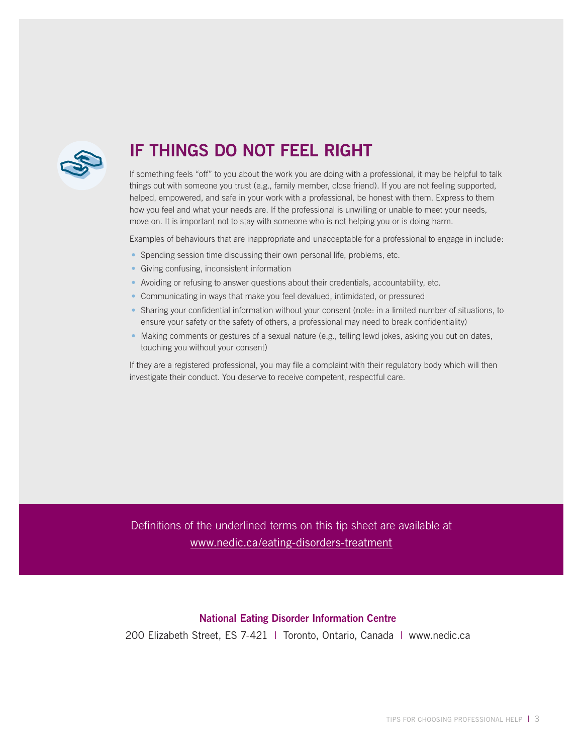## IF THINGS DO NOT FEEL RIGHT

If something feels “off” to you about the work you are doing with a professional, it may be helpful to talk things out with someone you trust (e.g., family member, close friend). If you are not feeling supported, helped, empowered, and safe in your work with a professional, be honest with them. Express to them how you feel and what your needs are. If the professional is unwilling or unable to meet your needs, move on. It is important not to stay with someone who is not helping you or is doing harm.

Examples of behaviours that are inappropriate and unacceptable for a professional to engage in include:

- Spending session time discussing their own personal life, problems, etc.
- Giving confusing, inconsistent information
- Avoiding or refusing to answer questions about their credentials, accountability, etc.
- Communicating in ways that make you feel devalued, intimidated, or pressured
- Sharing your confidential information without your consent (note: in a limited number of situations, to ensure your safety or the safety of others, a professional may need to break confidentiality)
- Making comments or gestures of a sexual nature (e.g., telling lewd jokes, asking you out on dates, touching you without your consent)

If they are a registered professional, you may file a complaint with their regulatory body which will then investigate their conduct. You deserve to receive competent, respectful care.

Definitions of the underlined terms on this tip sheet are available at www.nedic.ca/eating-disorders-treatment

**National Eating Disorder Information Centre**

200 Elizabeth Street, ES 7-421 | Toronto, Ontario, Canada | www.nedic.ca